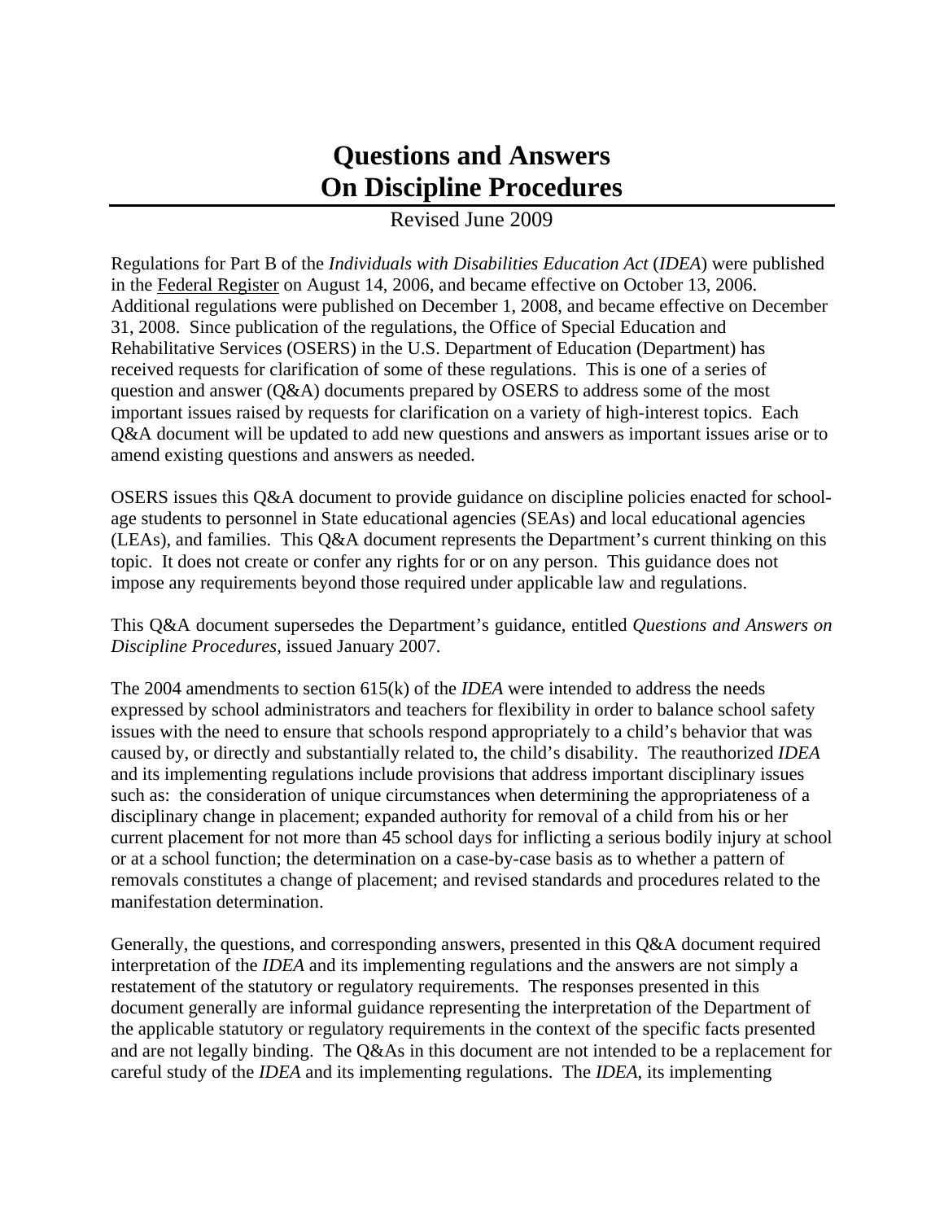# Questions and Answers On Discipline Procedures

Revised June 2009

Regulations for Part B of the *Individuals with Disabilities Education Act* (*IDEA*) were published in the Federal Register on August 14, 2006, and became effective on October 13, 2006. Additional regulations were published on December 1, 2008, and became effective on December 31, 2008. Since publication of the regulations, the Office of Special Education and Rehabilitative Services (OSERS) in the U.S. Department of Education (Department) has received requests for clarification of some of these regulations. This is one of a series of question and answer (Q&A) documents prepared by OSERS to address some of the most important issues raised by requests for clarification on a variety of high-interest topics. Each Q&A document will be updated to add new questions and answers as important issues arise or to amend existing questions and answers as needed.

OSERS issues this Q&A document to provide guidance on discipline policies enacted for school-age students to personnel in State educational agencies (SEAs) and local educational agencies (LEAs), and families. This Q&A document represents the Department's current thinking on this topic. It does not create or confer any rights for or on any person. This guidance does not impose any requirements beyond those required under applicable law and regulations.

This Q&A document supersedes the Department's guidance, entitled *Questions and Answers on Discipline Procedures*, issued January 2007.

The 2004 amendments to section 615(k) of the *IDEA* were intended to address the needs expressed by school administrators and teachers for flexibility in order to balance school safety issues with the need to ensure that schools respond appropriately to a child's behavior that was caused by, or directly and substantially related to, the child's disability. The reauthorized *IDEA* and its implementing regulations include provisions that address important disciplinary issues such as: the consideration of unique circumstances when determining the appropriateness of a disciplinary change in placement; expanded authority for removal of a child from his or her current placement for not more than 45 school days for inflicting a serious bodily injury at school or at a school function; the determination on a case-by-case basis as to whether a pattern of removals constitutes a change of placement; and revised standards and procedures related to the manifestation determination.

Generally, the questions, and corresponding answers, presented in this Q&A document required interpretation of the *IDEA* and its implementing regulations and the answers are not simply a restatement of the statutory or regulatory requirements. The responses presented in this document generally are informal guidance representing the interpretation of the Department of the applicable statutory or regulatory requirements in the context of the specific facts presented and are not legally binding. The Q&As in this document are not intended to be a replacement for careful study of the *IDEA* and its implementing regulations. The *IDEA*, its implementing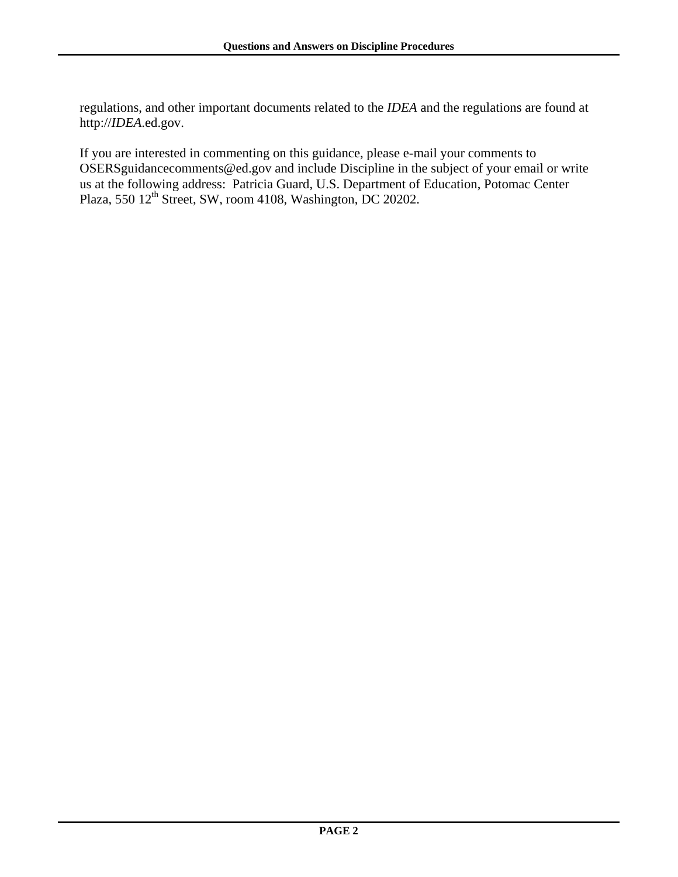regulations, and other important documents related to the *IDEA* and the regulations are found at http://*IDEA*.ed.gov.

If you are interested in commenting on this guidance, please e-mail your comments to OSERSguidancecomments@ed.gov and include Discipline in the subject of your email or write us at the following address: Patricia Guard, U.S. Department of Education, Potomac Center Plaza, 550 12th Street, SW, room 4108, Washington, DC 20202.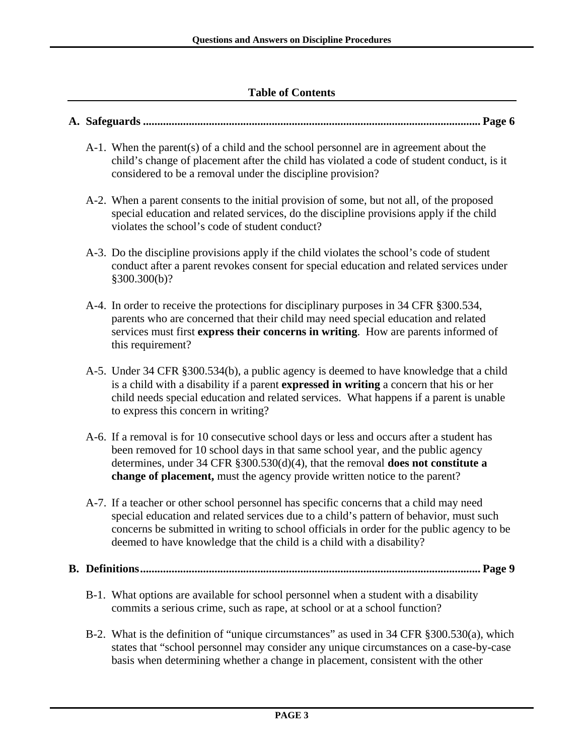## Table of Contents

**A. Safeguards ...................................................................................................................... Page 6**

A-1. When the parent(s) of a child and the school personnel are in agreement about the child's change of placement after the child has violated a code of student conduct, is it considered to be a removal under the discipline provision?

A-2. When a parent consents to the initial provision of some, but not all, of the proposed special education and related services, do the discipline provisions apply if the child violates the school's code of student conduct?

A-3. Do the discipline provisions apply if the child violates the school's code of student conduct after a parent revokes consent for special education and related services under §300.300(b)?

A-4. In order to receive the protections for disciplinary purposes in 34 CFR §300.534, parents who are concerned that their child may need special education and related services must first **express their concerns in writing**. How are parents informed of this requirement?

A-5. Under 34 CFR §300.534(b), a public agency is deemed to have knowledge that a child is a child with a disability if a parent **expressed in writing** a concern that his or her child needs special education and related services. What happens if a parent is unable to express this concern in writing?

A-6. If a removal is for 10 consecutive school days or less and occurs after a student has been removed for 10 school days in that same school year, and the public agency determines, under 34 CFR §300.530(d)(4), that the removal **does not constitute a change of placement,** must the agency provide written notice to the parent?

A-7. If a teacher or other school personnel has specific concerns that a child may need special education and related services due to a child's pattern of behavior, must such concerns be submitted in writing to school officials in order for the public agency to be deemed to have knowledge that the child is a child with a disability?

**B. Definitions...................................................................................................................... Page 9**

B-1. What options are available for school personnel when a student with a disability commits a serious crime, such as rape, at school or at a school function?

B-2. What is the definition of "unique circumstances" as used in 34 CFR §300.530(a), which states that "school personnel may consider any unique circumstances on a case-by-case basis when determining whether a change in placement, consistent with the other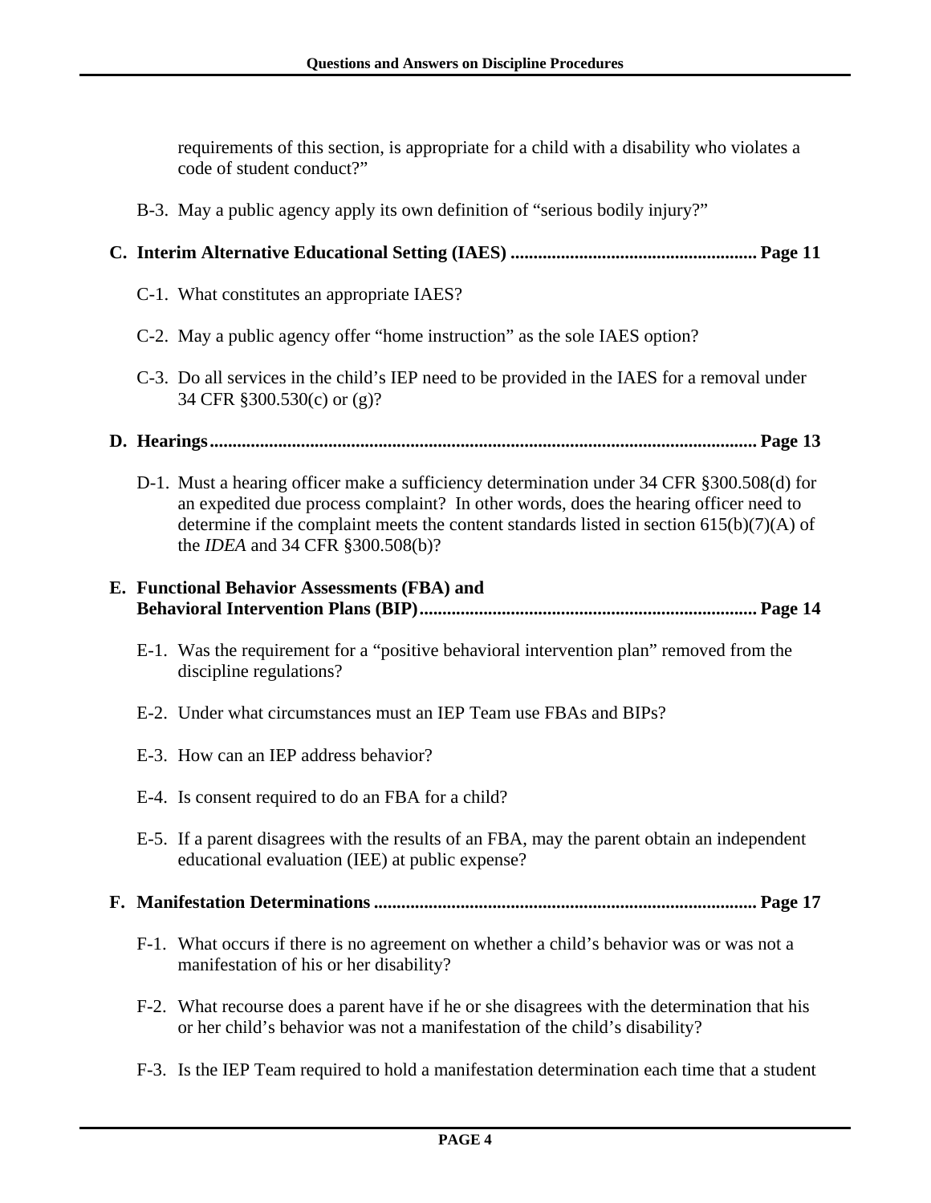requirements of this section, is appropriate for a child with a disability who violates a code of student conduct?"

B-3. May a public agency apply its own definition of "serious bodily injury?"

**C. Interim Alternative Educational Setting (IAES) ...................................................... Page 11**

C-1. What constitutes an appropriate IAES?

C-2. May a public agency offer "home instruction" as the sole IAES option?

C-3. Do all services in the child's IEP need to be provided in the IAES for a removal under 34 CFR §300.530(c) or (g)?

**D. Hearings........................................................................................................................ Page 13**

D-1. Must a hearing officer make a sufficiency determination under 34 CFR §300.508(d) for an expedited due process complaint? In other words, does the hearing officer need to determine if the complaint meets the content standards listed in section 615(b)(7)(A) of the *IDEA* and 34 CFR §300.508(b)?

**E. Functional Behavior Assessments (FBA) and Behavioral Intervention Plans (BIP).......................................................................... Page 14**

E-1. Was the requirement for a "positive behavioral intervention plan" removed from the discipline regulations?

E-2. Under what circumstances must an IEP Team use FBAs and BIPs?

E-3. How can an IEP address behavior?

E-4. Is consent required to do an FBA for a child?

E-5. If a parent disagrees with the results of an FBA, may the parent obtain an independent educational evaluation (IEE) at public expense?

**F. Manifestation Determinations .................................................................................... Page 17**

F-1. What occurs if there is no agreement on whether a child's behavior was or was not a manifestation of his or her disability?

F-2. What recourse does a parent have if he or she disagrees with the determination that his or her child's behavior was not a manifestation of the child's disability?

F-3. Is the IEP Team required to hold a manifestation determination each time that a student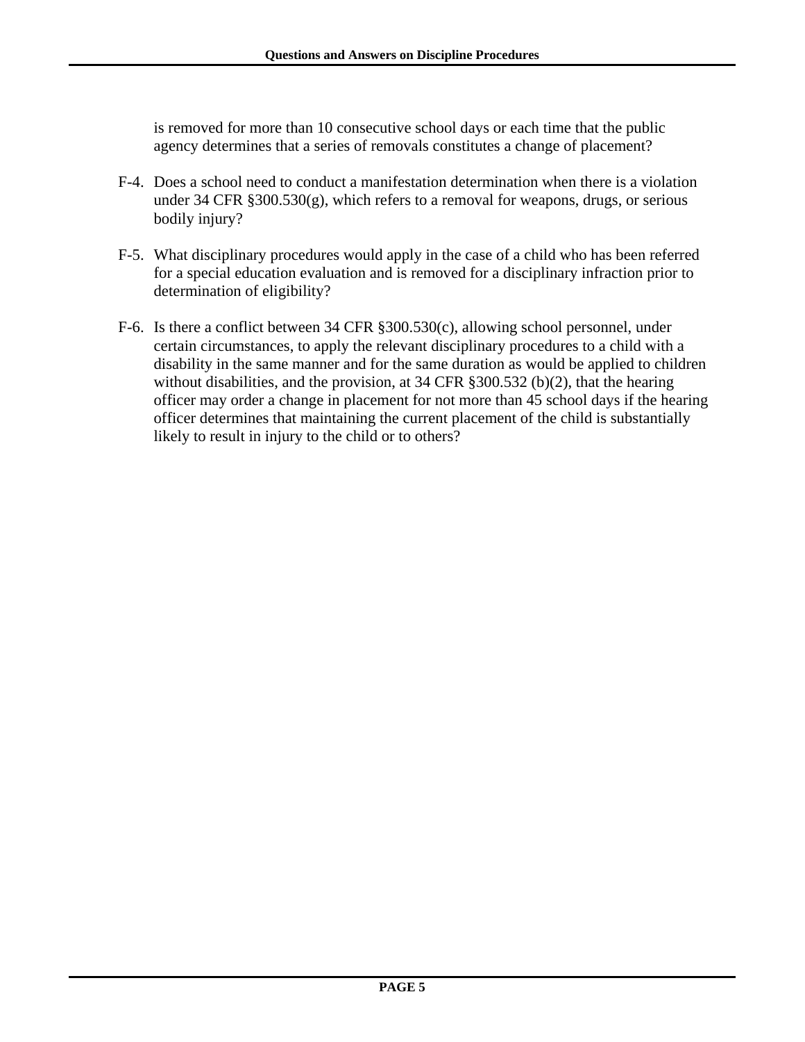is removed for more than 10 consecutive school days or each time that the public agency determines that a series of removals constitutes a change of placement?

F-4. Does a school need to conduct a manifestation determination when there is a violation under 34 CFR §300.530(g), which refers to a removal for weapons, drugs, or serious bodily injury?

F-5. What disciplinary procedures would apply in the case of a child who has been referred for a special education evaluation and is removed for a disciplinary infraction prior to determination of eligibility?

F-6. Is there a conflict between 34 CFR §300.530(c), allowing school personnel, under certain circumstances, to apply the relevant disciplinary procedures to a child with a disability in the same manner and for the same duration as would be applied to children without disabilities, and the provision, at 34 CFR §300.532 (b)(2), that the hearing officer may order a change in placement for not more than 45 school days if the hearing officer determines that maintaining the current placement of the child is substantially likely to result in injury to the child or to others?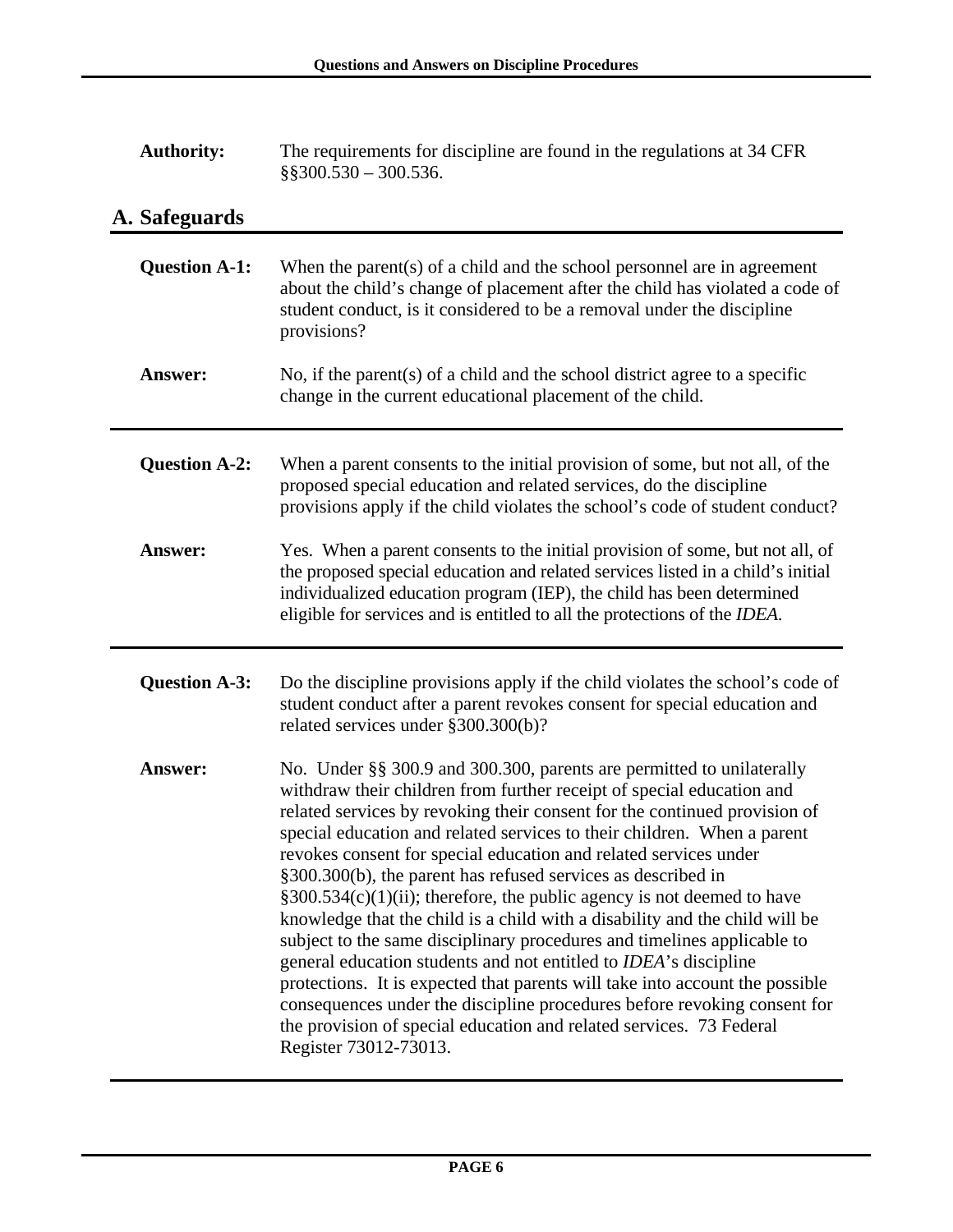**Authority:** The requirements for discipline are found in the regulations at 34 CFR §§300.530 – 300.536.

## A. Safeguards

**Question A-1:** When the parent(s) of a child and the school personnel are in agreement about the child's change of placement after the child has violated a code of student conduct, is it considered to be a removal under the discipline provisions?

**Answer:** No, if the parent(s) of a child and the school district agree to a specific change in the current educational placement of the child.

---

**Question A-2:** When a parent consents to the initial provision of some, but not all, of the proposed special education and related services, do the discipline provisions apply if the child violates the school's code of student conduct?

**Answer:** Yes. When a parent consents to the initial provision of some, but not all, of the proposed special education and related services listed in a child's initial individualized education program (IEP), the child has been determined eligible for services and is entitled to all the protections of the *IDEA*.

---

**Question A-3:** Do the discipline provisions apply if the child violates the school's code of student conduct after a parent revokes consent for special education and related services under §300.300(b)?

**Answer:** No. Under §§ 300.9 and 300.300, parents are permitted to unilaterally withdraw their children from further receipt of special education and related services by revoking their consent for the continued provision of special education and related services to their children. When a parent revokes consent for special education and related services under §300.300(b), the parent has refused services as described in §300.534(c)(1)(ii); therefore, the public agency is not deemed to have knowledge that the child is a child with a disability and the child will be subject to the same disciplinary procedures and timelines applicable to general education students and not entitled to *IDEA*'s discipline protections. It is expected that parents will take into account the possible consequences under the discipline procedures before revoking consent for the provision of special education and related services. 73 Federal Register 73012-73013.

---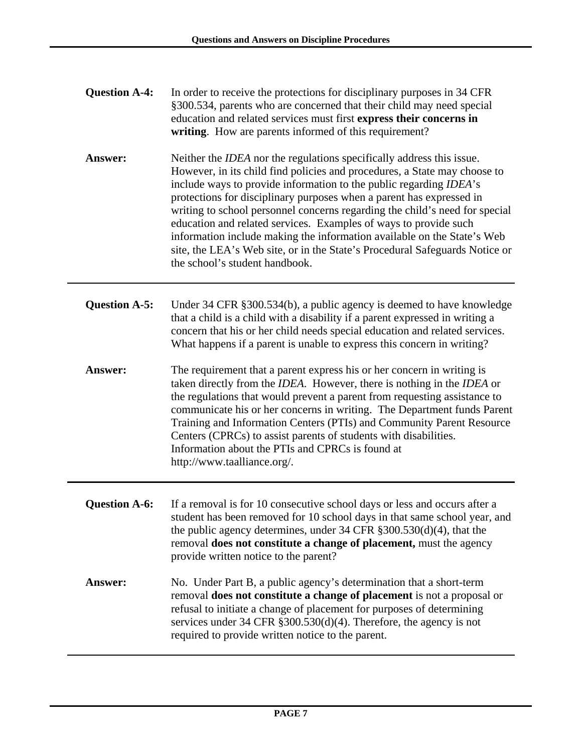**Question A-4:** In order to receive the protections for disciplinary purposes in 34 CFR §300.534, parents who are concerned that their child may need special education and related services must first **express their concerns in writing**. How are parents informed of this requirement?

**Answer:** Neither the *IDEA* nor the regulations specifically address this issue. However, in its child find policies and procedures, a State may choose to include ways to provide information to the public regarding *IDEA*'s protections for disciplinary purposes when a parent has expressed in writing to school personnel concerns regarding the child's need for special education and related services. Examples of ways to provide such information include making the information available on the State's Web site, the LEA's Web site, or in the State's Procedural Safeguards Notice or the school's student handbook.

---

**Question A-5:** Under 34 CFR §300.534(b), a public agency is deemed to have knowledge that a child is a child with a disability if a parent expressed in writing a concern that his or her child needs special education and related services. What happens if a parent is unable to express this concern in writing?

**Answer:** The requirement that a parent express his or her concern in writing is taken directly from the *IDEA*. However, there is nothing in the *IDEA* or the regulations that would prevent a parent from requesting assistance to communicate his or her concerns in writing. The Department funds Parent Training and Information Centers (PTIs) and Community Parent Resource Centers (CPRCs) to assist parents of students with disabilities. Information about the PTIs and CPRCs is found at http://www.taalliance.org/.

---

**Question A-6:** If a removal is for 10 consecutive school days or less and occurs after a student has been removed for 10 school days in that same school year, and the public agency determines, under 34 CFR §300.530(d)(4), that the removal **does not constitute a change of placement,** must the agency provide written notice to the parent?

**Answer:** No. Under Part B, a public agency's determination that a short-term removal **does not constitute a change of placement** is not a proposal or refusal to initiate a change of placement for purposes of determining services under 34 CFR §300.530(d)(4). Therefore, the agency is not required to provide written notice to the parent.

---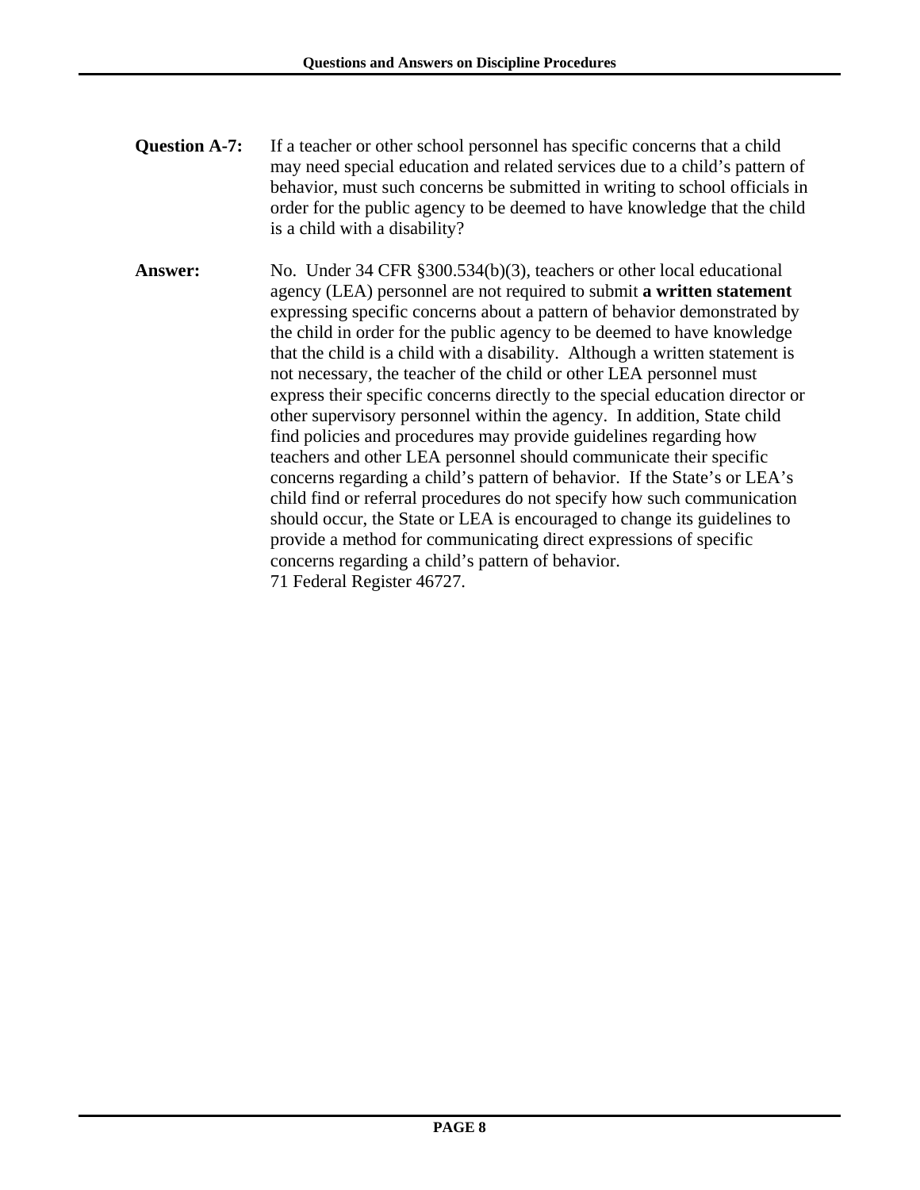**Question A-7:** If a teacher or other school personnel has specific concerns that a child may need special education and related services due to a child's pattern of behavior, must such concerns be submitted in writing to school officials in order for the public agency to be deemed to have knowledge that the child is a child with a disability?

**Answer:** No. Under 34 CFR §300.534(b)(3), teachers or other local educational agency (LEA) personnel are not required to submit **a written statement** expressing specific concerns about a pattern of behavior demonstrated by the child in order for the public agency to be deemed to have knowledge that the child is a child with a disability. Although a written statement is not necessary, the teacher of the child or other LEA personnel must express their specific concerns directly to the special education director or other supervisory personnel within the agency. In addition, State child find policies and procedures may provide guidelines regarding how teachers and other LEA personnel should communicate their specific concerns regarding a child's pattern of behavior. If the State's or LEA's child find or referral procedures do not specify how such communication should occur, the State or LEA is encouraged to change its guidelines to provide a method for communicating direct expressions of specific concerns regarding a child's pattern of behavior.
71 Federal Register 46727.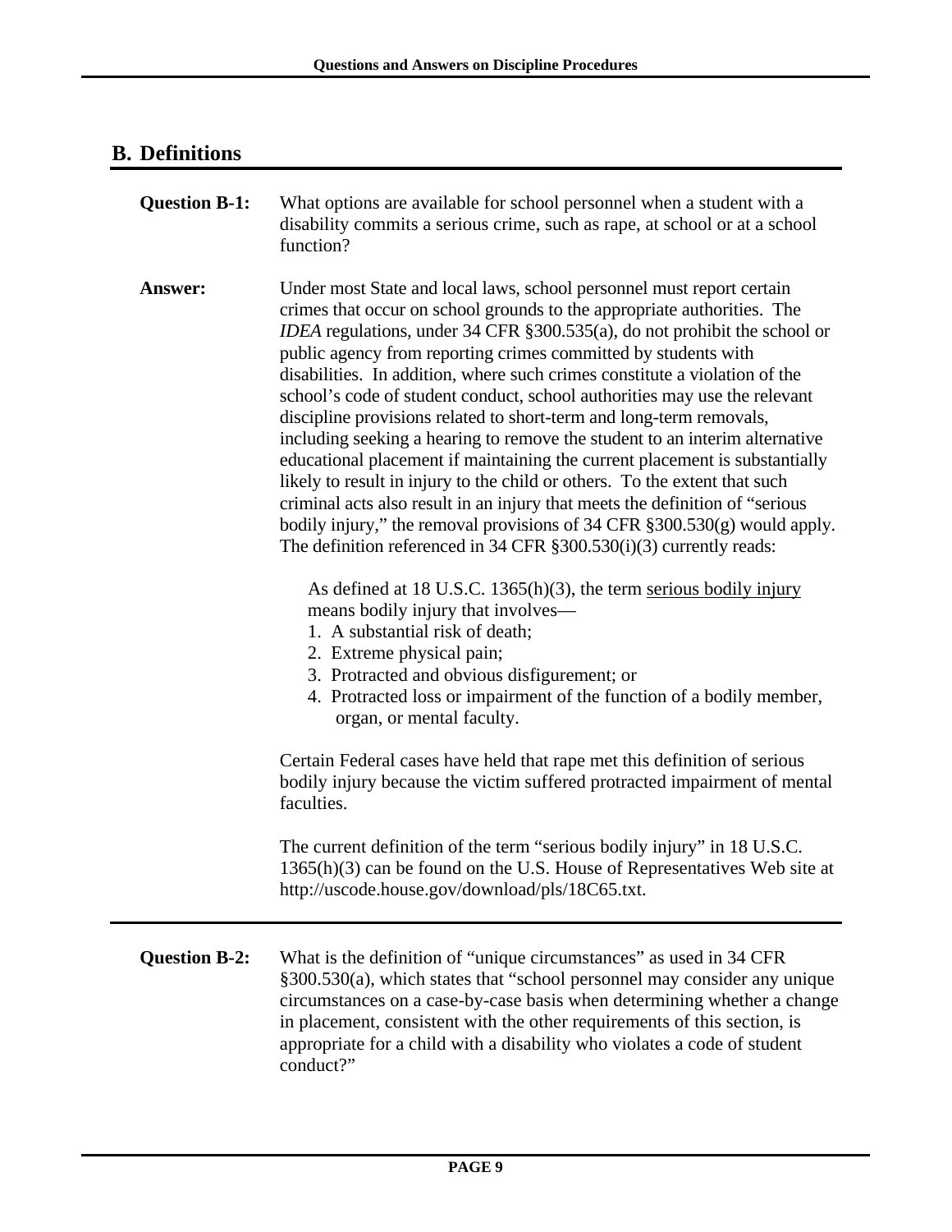## B. Definitions

**Question B-1:** What options are available for school personnel when a student with a disability commits a serious crime, such as rape, at school or at a school function?

**Answer:** Under most State and local laws, school personnel must report certain crimes that occur on school grounds to the appropriate authorities. The *IDEA* regulations, under 34 CFR §300.535(a), do not prohibit the school or public agency from reporting crimes committed by students with disabilities. In addition, where such crimes constitute a violation of the school's code of student conduct, school authorities may use the relevant discipline provisions related to short-term and long-term removals, including seeking a hearing to remove the student to an interim alternative educational placement if maintaining the current placement is substantially likely to result in injury to the child or others. To the extent that such criminal acts also result in an injury that meets the definition of "serious bodily injury," the removal provisions of 34 CFR §300.530(g) would apply. The definition referenced in 34 CFR §300.530(i)(3) currently reads:

> As defined at 18 U.S.C. 1365(h)(3), the term <u>serious bodily injury</u> means bodily injury that involves—
> 1. A substantial risk of death;
> 2. Extreme physical pain;
> 3. Protracted and obvious disfigurement; or
> 4. Protracted loss or impairment of the function of a bodily member, organ, or mental faculty.

Certain Federal cases have held that rape met this definition of serious bodily injury because the victim suffered protracted impairment of mental faculties.

The current definition of the term "serious bodily injury" in 18 U.S.C. 1365(h)(3) can be found on the U.S. House of Representatives Web site at http://uscode.house.gov/download/pls/18C65.txt.

---

**Question B-2:** What is the definition of "unique circumstances" as used in 34 CFR §300.530(a), which states that "school personnel may consider any unique circumstances on a case-by-case basis when determining whether a change in placement, consistent with the other requirements of this section, is appropriate for a child with a disability who violates a code of student conduct?"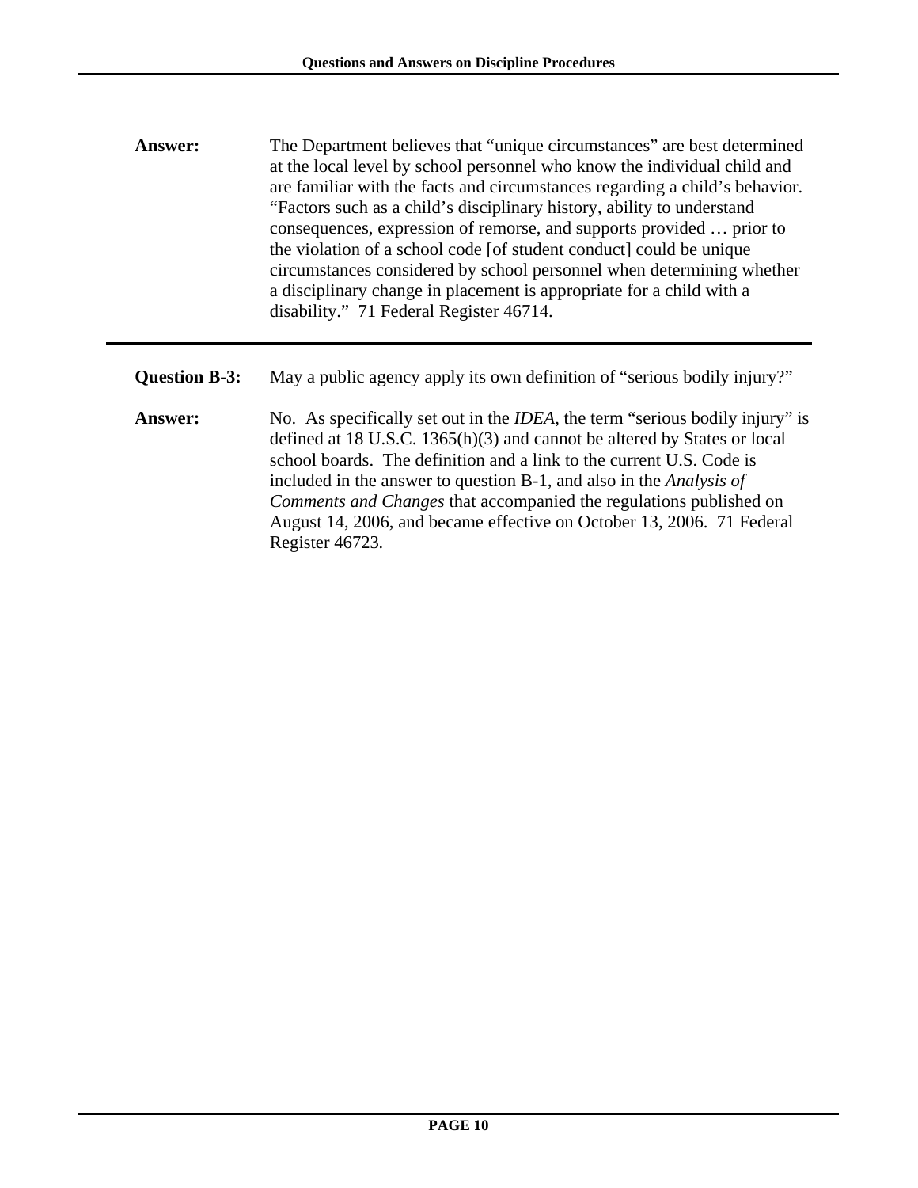**Answer:** The Department believes that "unique circumstances" are best determined at the local level by school personnel who know the individual child and are familiar with the facts and circumstances regarding a child's behavior. "Factors such as a child's disciplinary history, ability to understand consequences, expression of remorse, and supports provided … prior to the violation of a school code [of student conduct] could be unique circumstances considered by school personnel when determining whether a disciplinary change in placement is appropriate for a child with a disability." 71 Federal Register 46714.

---

**Question B-3:** May a public agency apply its own definition of "serious bodily injury?"

**Answer:** No. As specifically set out in the *IDEA*, the term "serious bodily injury" is defined at 18 U.S.C. 1365(h)(3) and cannot be altered by States or local school boards. The definition and a link to the current U.S. Code is included in the answer to question B-1, and also in the *Analysis of Comments and Changes* that accompanied the regulations published on August 14, 2006, and became effective on October 13, 2006. 71 Federal Register 46723.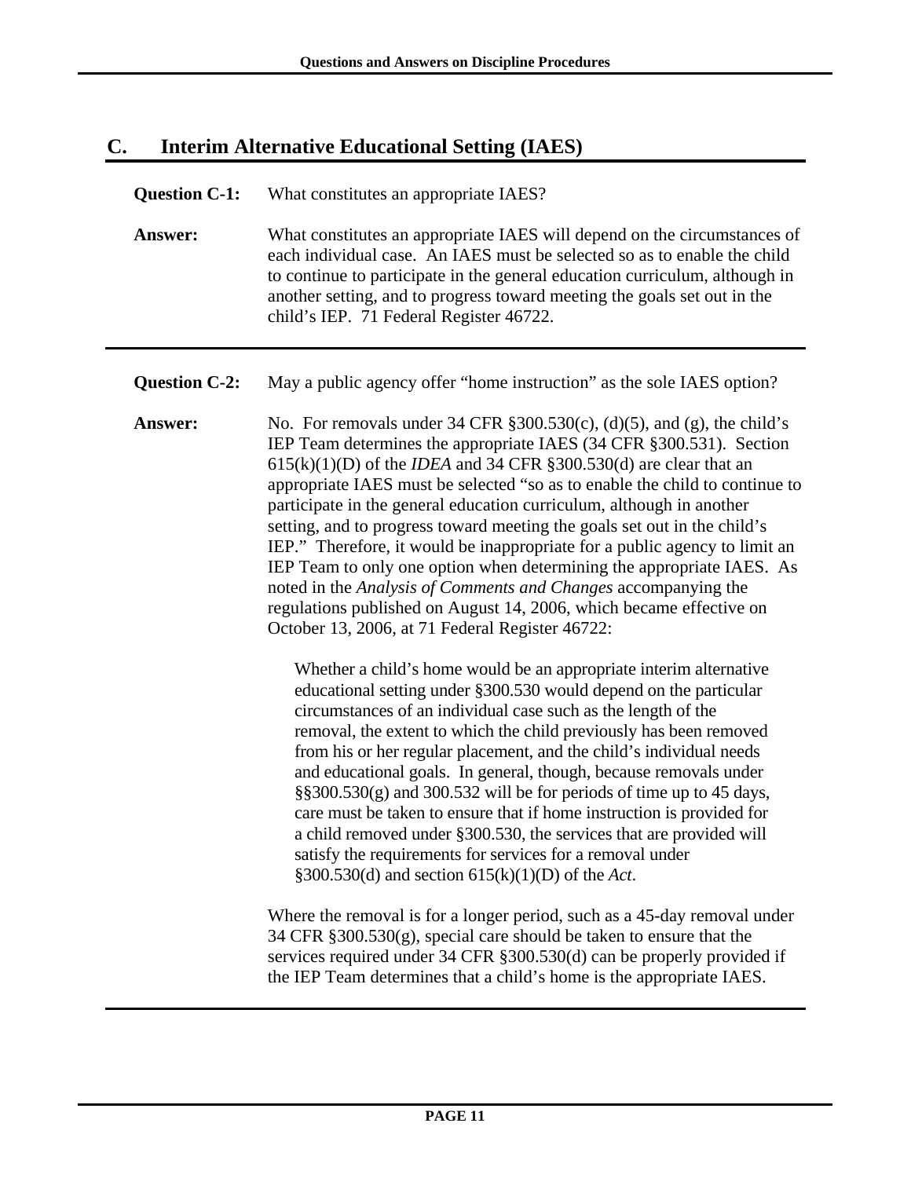## C. Interim Alternative Educational Setting (IAES)

**Question C-1:** What constitutes an appropriate IAES?

**Answer:** What constitutes an appropriate IAES will depend on the circumstances of each individual case. An IAES must be selected so as to enable the child to continue to participate in the general education curriculum, although in another setting, and to progress toward meeting the goals set out in the child's IEP. 71 Federal Register 46722.

---

**Question C-2:** May a public agency offer "home instruction" as the sole IAES option?

**Answer:** No. For removals under 34 CFR §300.530(c), (d)(5), and (g), the child's IEP Team determines the appropriate IAES (34 CFR §300.531). Section 615(k)(1)(D) of the *IDEA* and 34 CFR §300.530(d) are clear that an appropriate IAES must be selected "so as to enable the child to continue to participate in the general education curriculum, although in another setting, and to progress toward meeting the goals set out in the child's IEP." Therefore, it would be inappropriate for a public agency to limit an IEP Team to only one option when determining the appropriate IAES. As noted in the *Analysis of Comments and Changes* accompanying the regulations published on August 14, 2006, which became effective on October 13, 2006, at 71 Federal Register 46722:

> Whether a child's home would be an appropriate interim alternative educational setting under §300.530 would depend on the particular circumstances of an individual case such as the length of the removal, the extent to which the child previously has been removed from his or her regular placement, and the child's individual needs and educational goals. In general, though, because removals under §§300.530(g) and 300.532 will be for periods of time up to 45 days, care must be taken to ensure that if home instruction is provided for a child removed under §300.530, the services that are provided will satisfy the requirements for services for a removal under §300.530(d) and section 615(k)(1)(D) of the *Act*.

Where the removal is for a longer period, such as a 45-day removal under 34 CFR §300.530(g), special care should be taken to ensure that the services required under 34 CFR §300.530(d) can be properly provided if the IEP Team determines that a child's home is the appropriate IAES.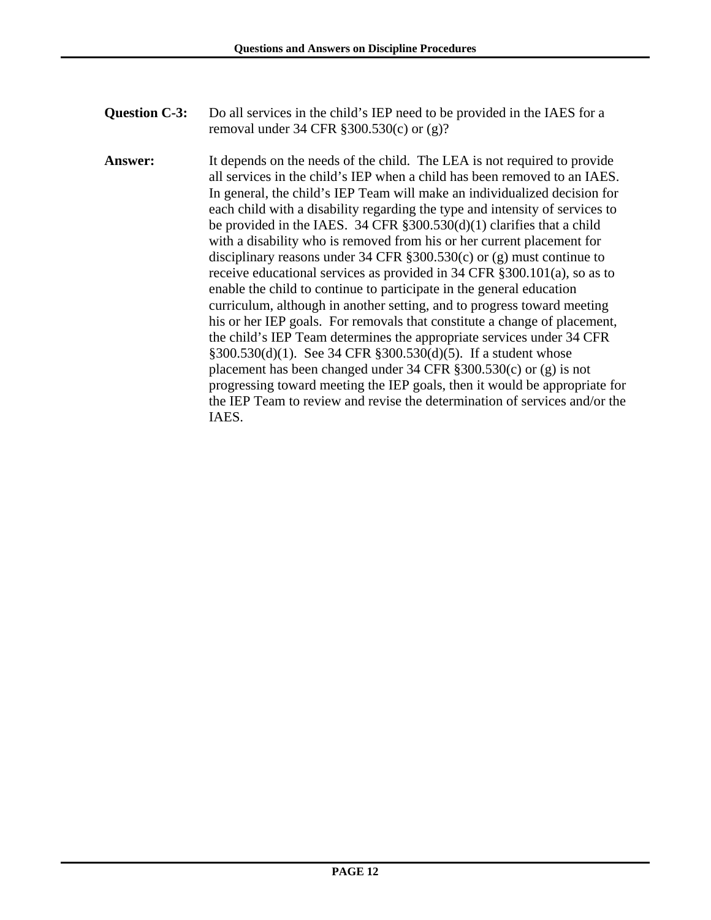**Question C-3:** Do all services in the child's IEP need to be provided in the IAES for a removal under 34 CFR §300.530(c) or (g)?

**Answer:** It depends on the needs of the child. The LEA is not required to provide all services in the child's IEP when a child has been removed to an IAES. In general, the child's IEP Team will make an individualized decision for each child with a disability regarding the type and intensity of services to be provided in the IAES. 34 CFR §300.530(d)(1) clarifies that a child with a disability who is removed from his or her current placement for disciplinary reasons under 34 CFR §300.530(c) or (g) must continue to receive educational services as provided in 34 CFR §300.101(a), so as to enable the child to continue to participate in the general education curriculum, although in another setting, and to progress toward meeting his or her IEP goals. For removals that constitute a change of placement, the child's IEP Team determines the appropriate services under 34 CFR §300.530(d)(1). See 34 CFR §300.530(d)(5). If a student whose placement has been changed under 34 CFR §300.530(c) or (g) is not progressing toward meeting the IEP goals, then it would be appropriate for the IEP Team to review and revise the determination of services and/or the IAES.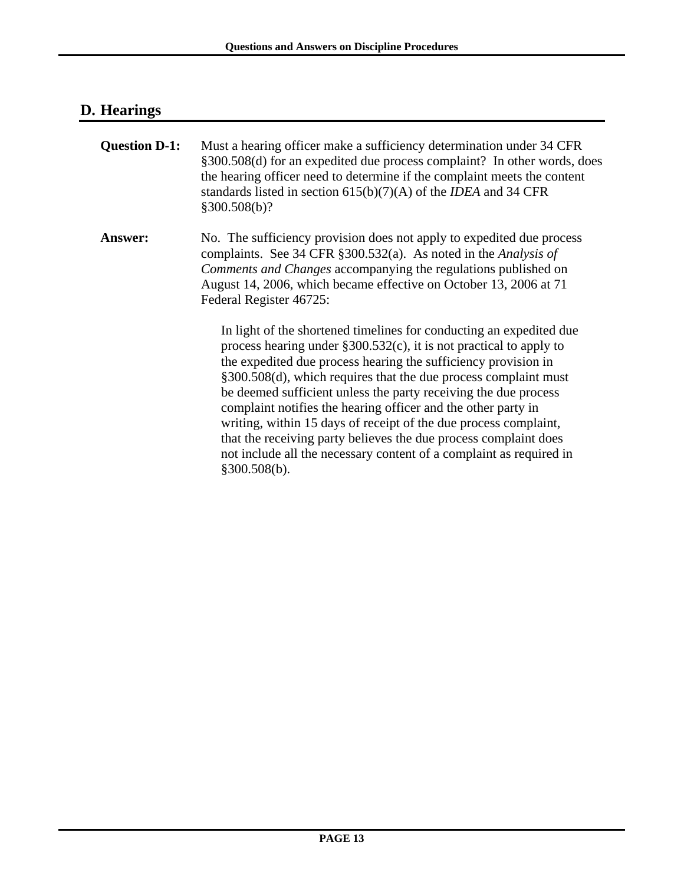## D. Hearings

**Question D-1:** Must a hearing officer make a sufficiency determination under 34 CFR §300.508(d) for an expedited due process complaint? In other words, does the hearing officer need to determine if the complaint meets the content standards listed in section 615(b)(7)(A) of the *IDEA* and 34 CFR §300.508(b)?

**Answer:** No. The sufficiency provision does not apply to expedited due process complaints. See 34 CFR §300.532(a). As noted in the *Analysis of Comments and Changes* accompanying the regulations published on August 14, 2006, which became effective on October 13, 2006 at 71 Federal Register 46725:

> In light of the shortened timelines for conducting an expedited due process hearing under §300.532(c), it is not practical to apply to the expedited due process hearing the sufficiency provision in §300.508(d), which requires that the due process complaint must be deemed sufficient unless the party receiving the due process complaint notifies the hearing officer and the other party in writing, within 15 days of receipt of the due process complaint, that the receiving party believes the due process complaint does not include all the necessary content of a complaint as required in §300.508(b).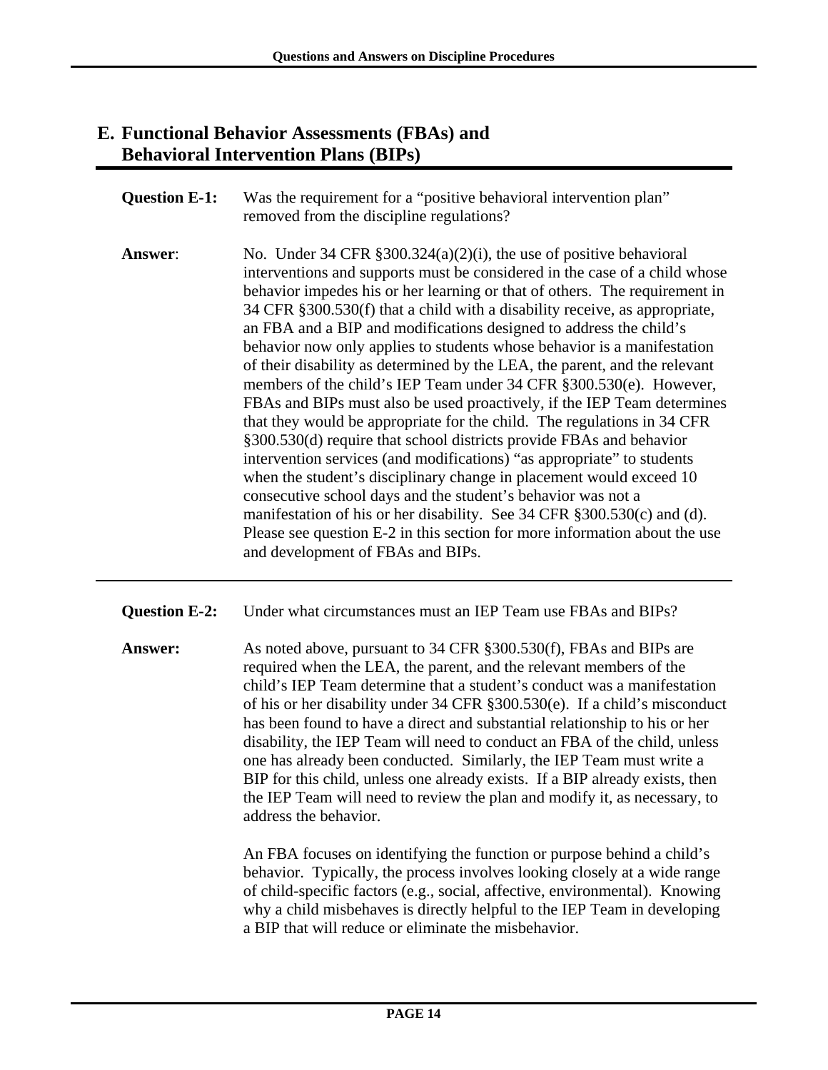## E. Functional Behavior Assessments (FBAs) and Behavioral Intervention Plans (BIPs)

**Question E-1:** Was the requirement for a "positive behavioral intervention plan" removed from the discipline regulations?

**Answer**: No. Under 34 CFR §300.324(a)(2)(i), the use of positive behavioral interventions and supports must be considered in the case of a child whose behavior impedes his or her learning or that of others. The requirement in 34 CFR §300.530(f) that a child with a disability receive, as appropriate, an FBA and a BIP and modifications designed to address the child's behavior now only applies to students whose behavior is a manifestation of their disability as determined by the LEA, the parent, and the relevant members of the child's IEP Team under 34 CFR §300.530(e). However, FBAs and BIPs must also be used proactively, if the IEP Team determines that they would be appropriate for the child. The regulations in 34 CFR §300.530(d) require that school districts provide FBAs and behavior intervention services (and modifications) "as appropriate" to students when the student's disciplinary change in placement would exceed 10 consecutive school days and the student's behavior was not a manifestation of his or her disability. See 34 CFR §300.530(c) and (d). Please see question E-2 in this section for more information about the use and development of FBAs and BIPs.

---

**Question E-2:** Under what circumstances must an IEP Team use FBAs and BIPs?

**Answer:** As noted above, pursuant to 34 CFR §300.530(f), FBAs and BIPs are required when the LEA, the parent, and the relevant members of the child's IEP Team determine that a student's conduct was a manifestation of his or her disability under 34 CFR §300.530(e). If a child's misconduct has been found to have a direct and substantial relationship to his or her disability, the IEP Team will need to conduct an FBA of the child, unless one has already been conducted. Similarly, the IEP Team must write a BIP for this child, unless one already exists. If a BIP already exists, then the IEP Team will need to review the plan and modify it, as necessary, to address the behavior.

An FBA focuses on identifying the function or purpose behind a child's behavior. Typically, the process involves looking closely at a wide range of child-specific factors (e.g., social, affective, environmental). Knowing why a child misbehaves is directly helpful to the IEP Team in developing a BIP that will reduce or eliminate the misbehavior.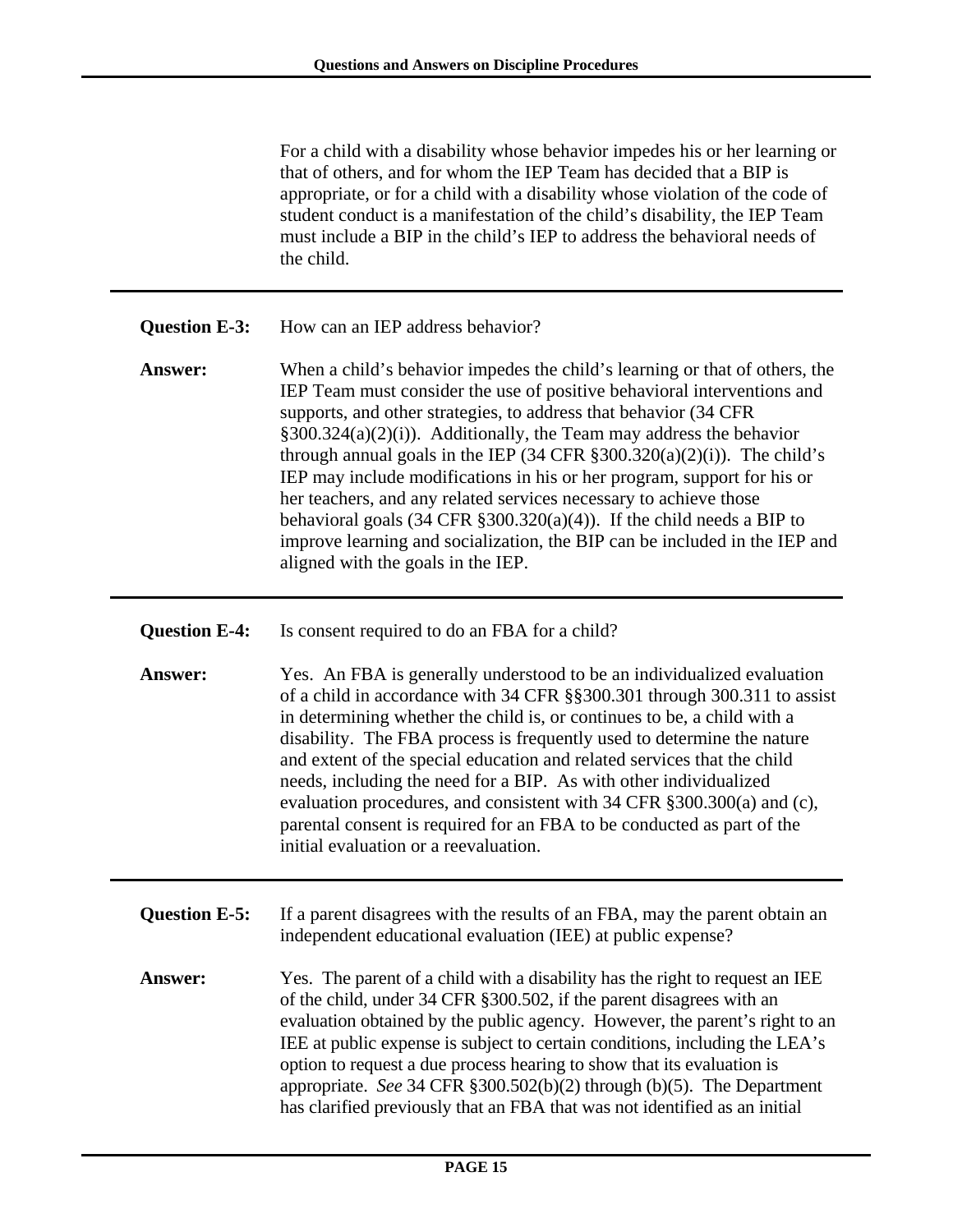For a child with a disability whose behavior impedes his or her learning or that of others, and for whom the IEP Team has decided that a BIP is appropriate, or for a child with a disability whose violation of the code of student conduct is a manifestation of the child's disability, the IEP Team must include a BIP in the child's IEP to address the behavioral needs of the child.

---

**Question E-3:** How can an IEP address behavior?

**Answer:** When a child's behavior impedes the child's learning or that of others, the IEP Team must consider the use of positive behavioral interventions and supports, and other strategies, to address that behavior (34 CFR §300.324(a)(2)(i)). Additionally, the Team may address the behavior through annual goals in the IEP (34 CFR §300.320(a)(2)(i)). The child's IEP may include modifications in his or her program, support for his or her teachers, and any related services necessary to achieve those behavioral goals (34 CFR §300.320(a)(4)). If the child needs a BIP to improve learning and socialization, the BIP can be included in the IEP and aligned with the goals in the IEP.

---

**Question E-4:** Is consent required to do an FBA for a child?

**Answer:** Yes. An FBA is generally understood to be an individualized evaluation of a child in accordance with 34 CFR §§300.301 through 300.311 to assist in determining whether the child is, or continues to be, a child with a disability. The FBA process is frequently used to determine the nature and extent of the special education and related services that the child needs, including the need for a BIP. As with other individualized evaluation procedures, and consistent with 34 CFR §300.300(a) and (c), parental consent is required for an FBA to be conducted as part of the initial evaluation or a reevaluation.

---

**Question E-5:** If a parent disagrees with the results of an FBA, may the parent obtain an independent educational evaluation (IEE) at public expense?

**Answer:** Yes. The parent of a child with a disability has the right to request an IEE of the child, under 34 CFR §300.502, if the parent disagrees with an evaluation obtained by the public agency. However, the parent's right to an IEE at public expense is subject to certain conditions, including the LEA's option to request a due process hearing to show that its evaluation is appropriate. *See* 34 CFR §300.502(b)(2) through (b)(5). The Department has clarified previously that an FBA that was not identified as an initial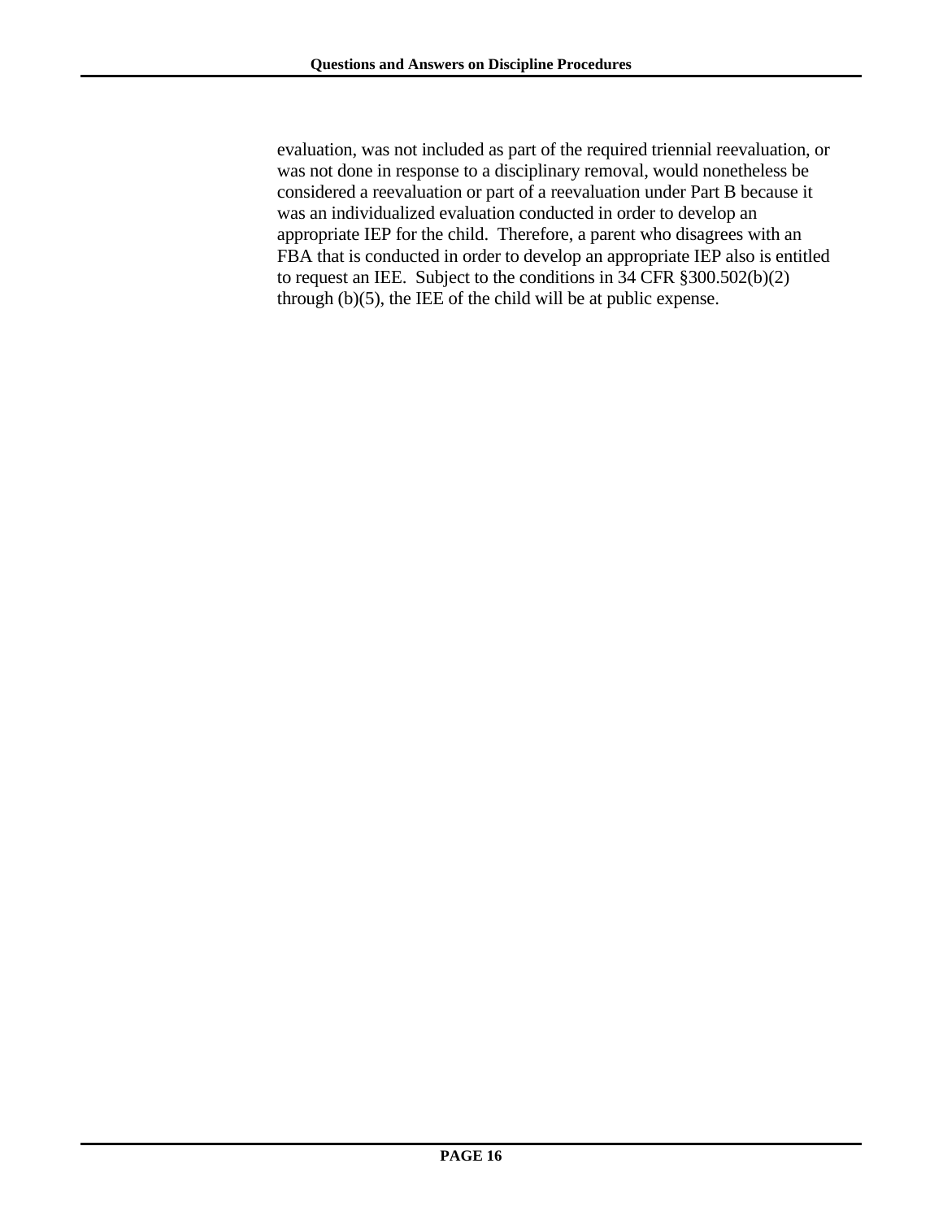evaluation, was not included as part of the required triennial reevaluation, or was not done in response to a disciplinary removal, would nonetheless be considered a reevaluation or part of a reevaluation under Part B because it was an individualized evaluation conducted in order to develop an appropriate IEP for the child. Therefore, a parent who disagrees with an FBA that is conducted in order to develop an appropriate IEP also is entitled to request an IEE. Subject to the conditions in 34 CFR §300.502(b)(2) through (b)(5), the IEE of the child will be at public expense.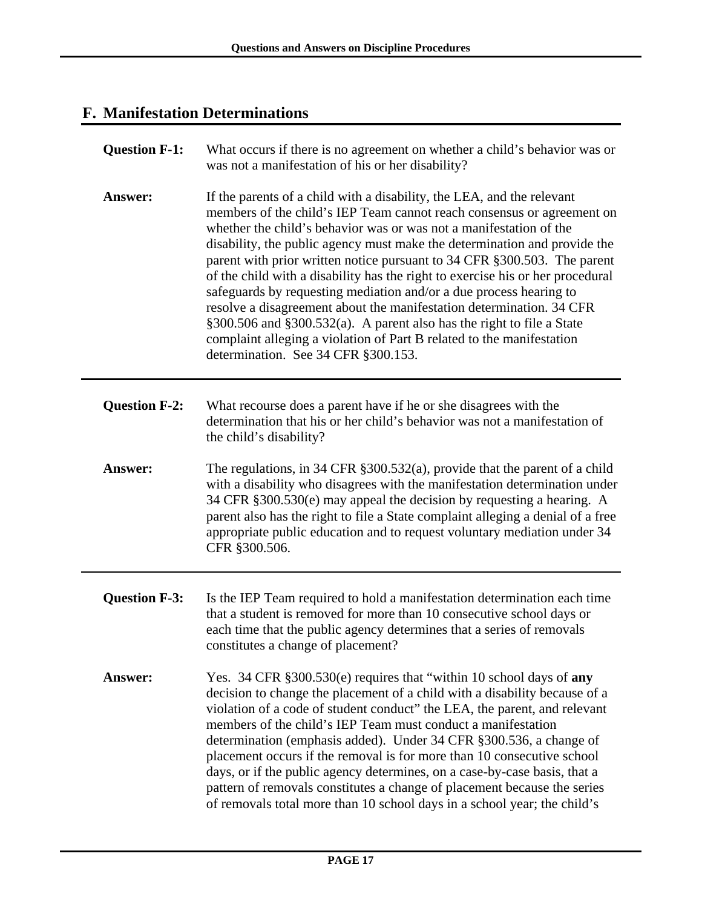## F. Manifestation Determinations

**Question F-1:** What occurs if there is no agreement on whether a child's behavior was or was not a manifestation of his or her disability?

**Answer:** If the parents of a child with a disability, the LEA, and the relevant members of the child's IEP Team cannot reach consensus or agreement on whether the child's behavior was or was not a manifestation of the disability, the public agency must make the determination and provide the parent with prior written notice pursuant to 34 CFR §300.503. The parent of the child with a disability has the right to exercise his or her procedural safeguards by requesting mediation and/or a due process hearing to resolve a disagreement about the manifestation determination. 34 CFR §300.506 and §300.532(a). A parent also has the right to file a State complaint alleging a violation of Part B related to the manifestation determination. See 34 CFR §300.153.

---

**Question F-2:** What recourse does a parent have if he or she disagrees with the determination that his or her child's behavior was not a manifestation of the child's disability?

**Answer:** The regulations, in 34 CFR §300.532(a), provide that the parent of a child with a disability who disagrees with the manifestation determination under 34 CFR §300.530(e) may appeal the decision by requesting a hearing. A parent also has the right to file a State complaint alleging a denial of a free appropriate public education and to request voluntary mediation under 34 CFR §300.506.

---

**Question F-3:** Is the IEP Team required to hold a manifestation determination each time that a student is removed for more than 10 consecutive school days or each time that the public agency determines that a series of removals constitutes a change of placement?

**Answer:** Yes. 34 CFR §300.530(e) requires that "within 10 school days of **any** decision to change the placement of a child with a disability because of a violation of a code of student conduct" the LEA, the parent, and relevant members of the child's IEP Team must conduct a manifestation determination (emphasis added). Under 34 CFR §300.536, a change of placement occurs if the removal is for more than 10 consecutive school days, or if the public agency determines, on a case-by-case basis, that a pattern of removals constitutes a change of placement because the series of removals total more than 10 school days in a school year; the child's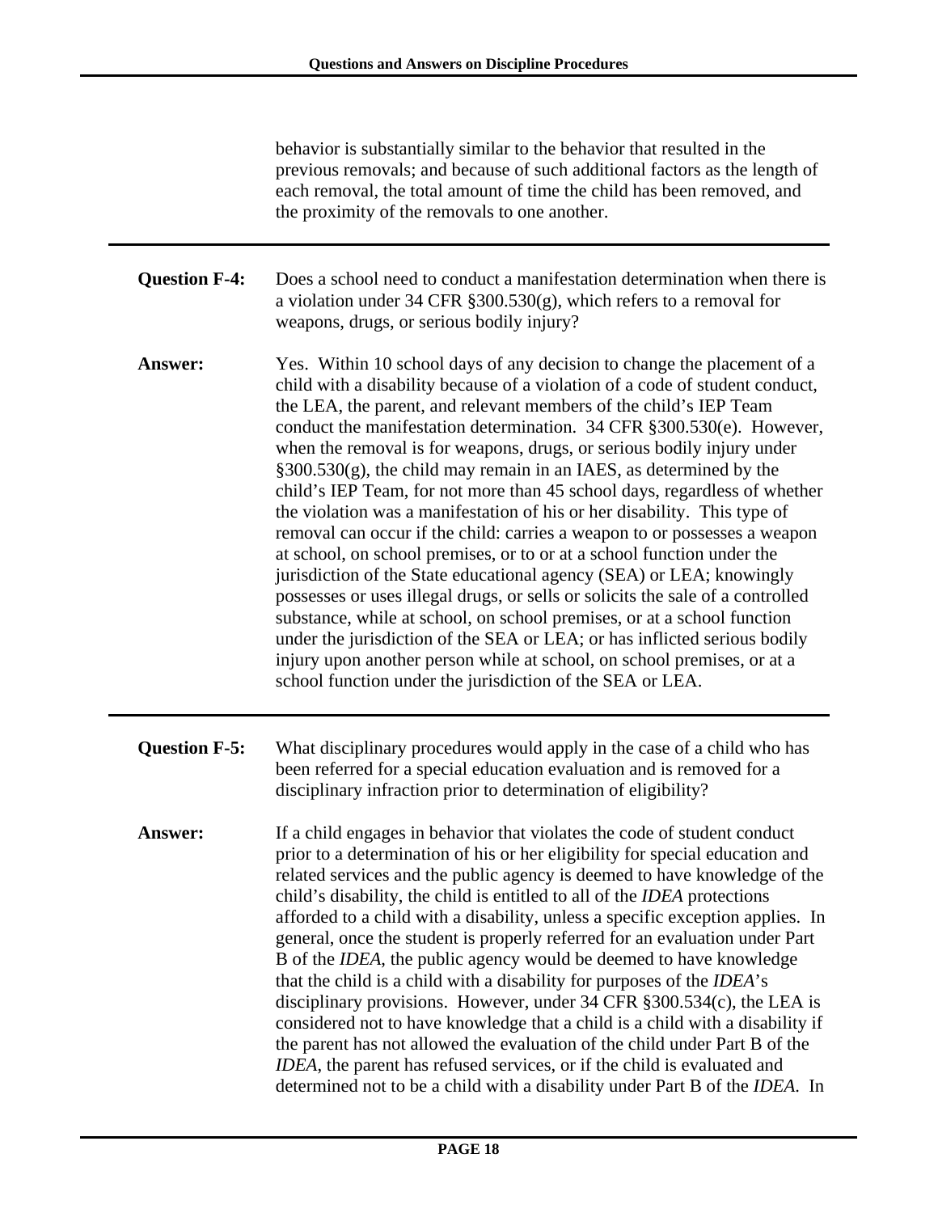behavior is substantially similar to the behavior that resulted in the previous removals; and because of such additional factors as the length of each removal, the total amount of time the child has been removed, and the proximity of the removals to one another.

---

**Question F-4:** Does a school need to conduct a manifestation determination when there is a violation under 34 CFR §300.530(g), which refers to a removal for weapons, drugs, or serious bodily injury?

**Answer:** Yes. Within 10 school days of any decision to change the placement of a child with a disability because of a violation of a code of student conduct, the LEA, the parent, and relevant members of the child's IEP Team conduct the manifestation determination. 34 CFR §300.530(e). However, when the removal is for weapons, drugs, or serious bodily injury under §300.530(g), the child may remain in an IAES, as determined by the child's IEP Team, for not more than 45 school days, regardless of whether the violation was a manifestation of his or her disability. This type of removal can occur if the child: carries a weapon to or possesses a weapon at school, on school premises, or to or at a school function under the jurisdiction of the State educational agency (SEA) or LEA; knowingly possesses or uses illegal drugs, or sells or solicits the sale of a controlled substance, while at school, on school premises, or at a school function under the jurisdiction of the SEA or LEA; or has inflicted serious bodily injury upon another person while at school, on school premises, or at a school function under the jurisdiction of the SEA or LEA.

---

**Question F-5:** What disciplinary procedures would apply in the case of a child who has been referred for a special education evaluation and is removed for a disciplinary infraction prior to determination of eligibility?

**Answer:** If a child engages in behavior that violates the code of student conduct prior to a determination of his or her eligibility for special education and related services and the public agency is deemed to have knowledge of the child's disability, the child is entitled to all of the *IDEA* protections afforded to a child with a disability, unless a specific exception applies. In general, once the student is properly referred for an evaluation under Part B of the *IDEA*, the public agency would be deemed to have knowledge that the child is a child with a disability for purposes of the *IDEA*'s disciplinary provisions. However, under 34 CFR §300.534(c), the LEA is considered not to have knowledge that a child is a child with a disability if the parent has not allowed the evaluation of the child under Part B of the *IDEA*, the parent has refused services, or if the child is evaluated and determined not to be a child with a disability under Part B of the *IDEA*. In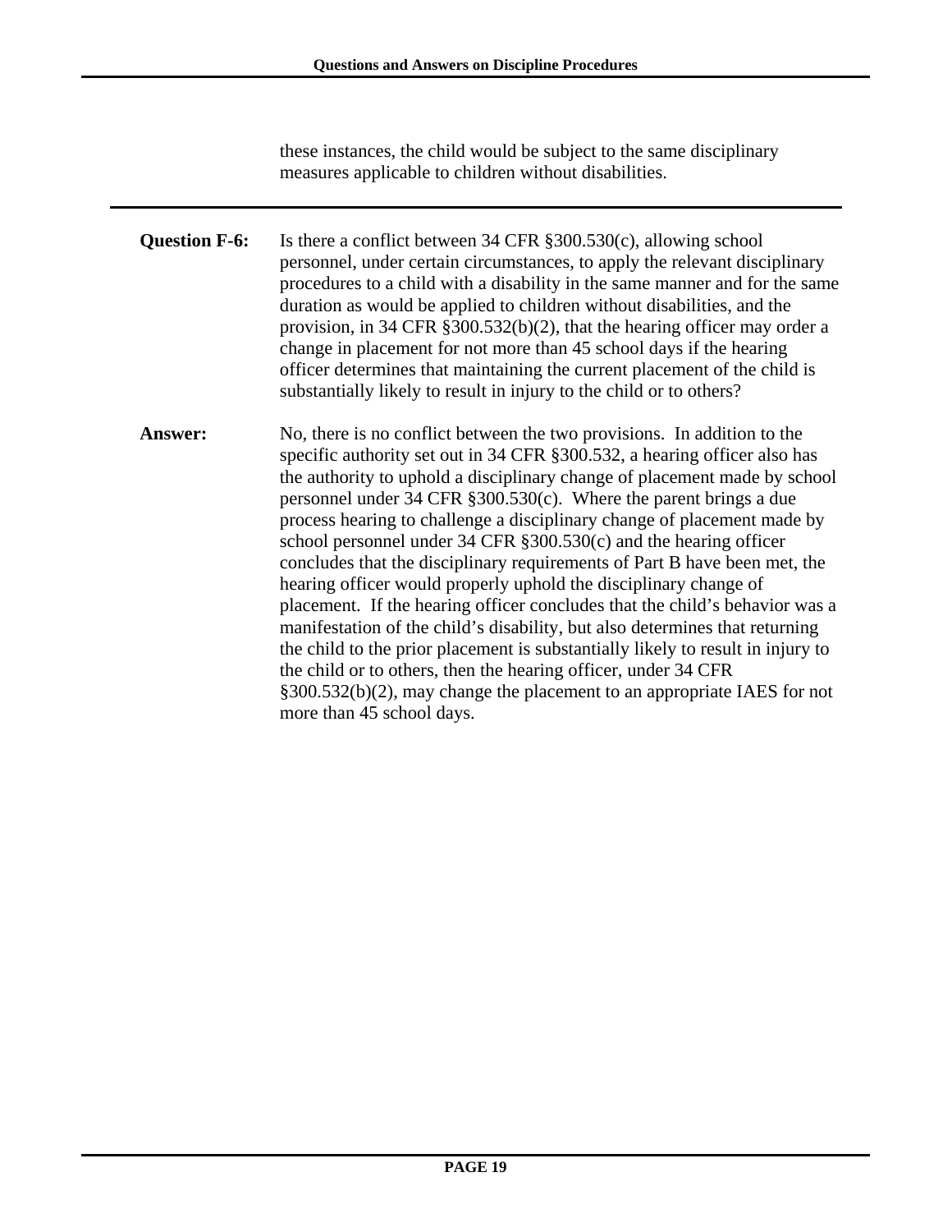these instances, the child would be subject to the same disciplinary measures applicable to children without disabilities.

---

**Question F-6:** Is there a conflict between 34 CFR §300.530(c), allowing school personnel, under certain circumstances, to apply the relevant disciplinary procedures to a child with a disability in the same manner and for the same duration as would be applied to children without disabilities, and the provision, in 34 CFR §300.532(b)(2), that the hearing officer may order a change in placement for not more than 45 school days if the hearing officer determines that maintaining the current placement of the child is substantially likely to result in injury to the child or to others?

**Answer:** No, there is no conflict between the two provisions. In addition to the specific authority set out in 34 CFR §300.532, a hearing officer also has the authority to uphold a disciplinary change of placement made by school personnel under 34 CFR §300.530(c). Where the parent brings a due process hearing to challenge a disciplinary change of placement made by school personnel under 34 CFR §300.530(c) and the hearing officer concludes that the disciplinary requirements of Part B have been met, the hearing officer would properly uphold the disciplinary change of placement. If the hearing officer concludes that the child's behavior was a manifestation of the child's disability, but also determines that returning the child to the prior placement is substantially likely to result in injury to the child or to others, then the hearing officer, under 34 CFR §300.532(b)(2), may change the placement to an appropriate IAES for not more than 45 school days.